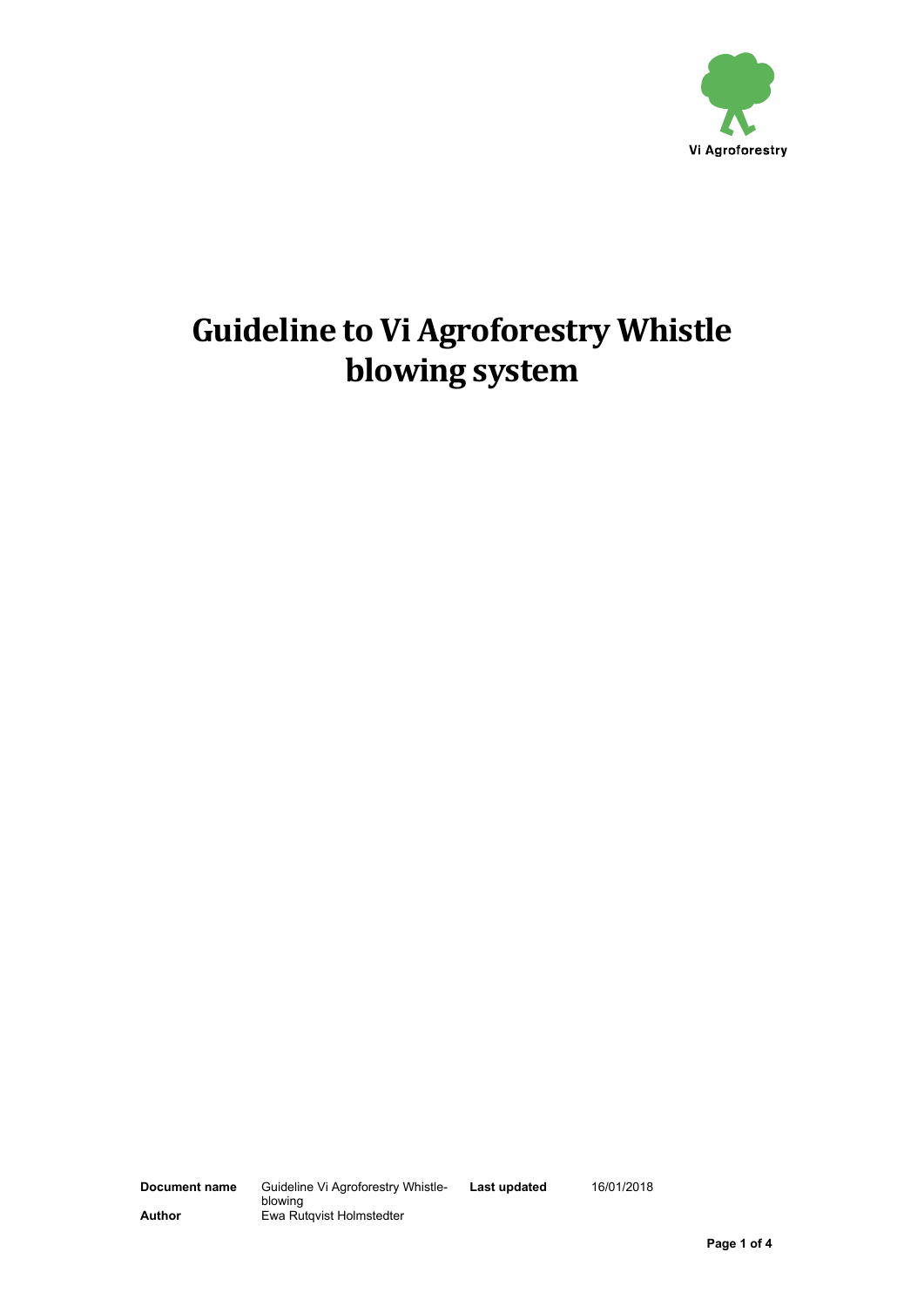Vi Agroforestry

# Guideline to Vi Agroforestry Whistle blowing system

| **Document name** | Guideline Vi Agroforestry Whistle-blowing | **Last updated** | 16/01/2018 |
|---|---|---|---|
| **Author** | Ewa Rutqvist Holmstedter | | |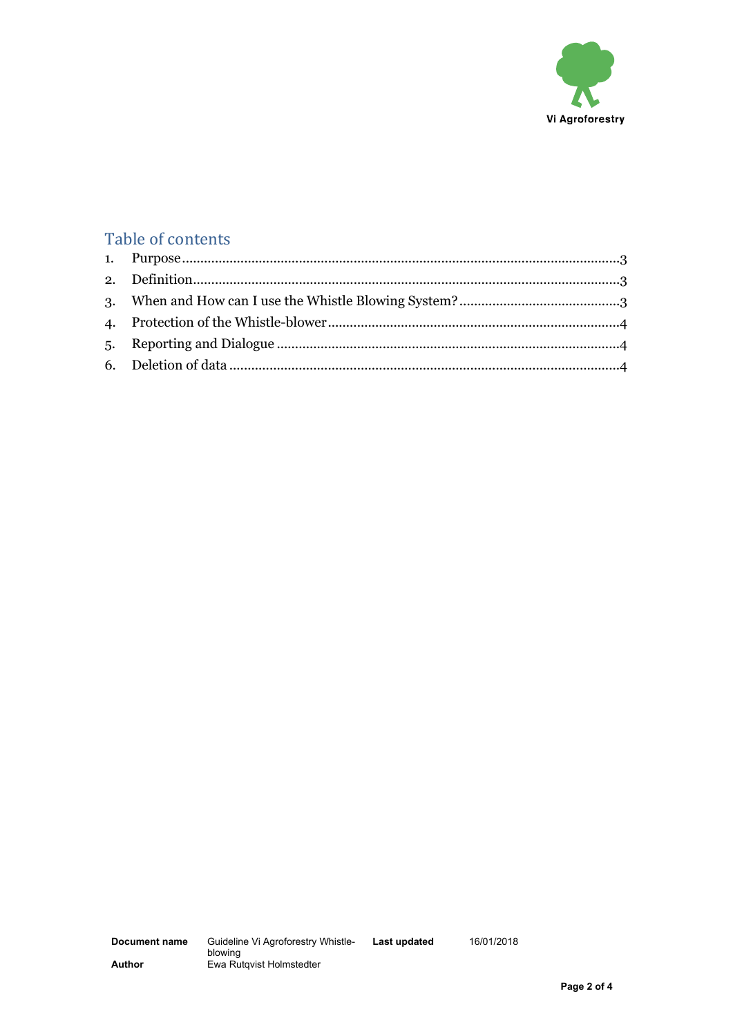## Table of contents

1. Purpose ........................................................................................................................3
2. Definition ....................................................................................................................3
3. When and How can I use the Whistle Blowing System? ............................................3
4. Protection of the Whistle-blower ................................................................................4
5. Reporting and Dialogue ..............................................................................................4
6. Deletion of data ...........................................................................................................4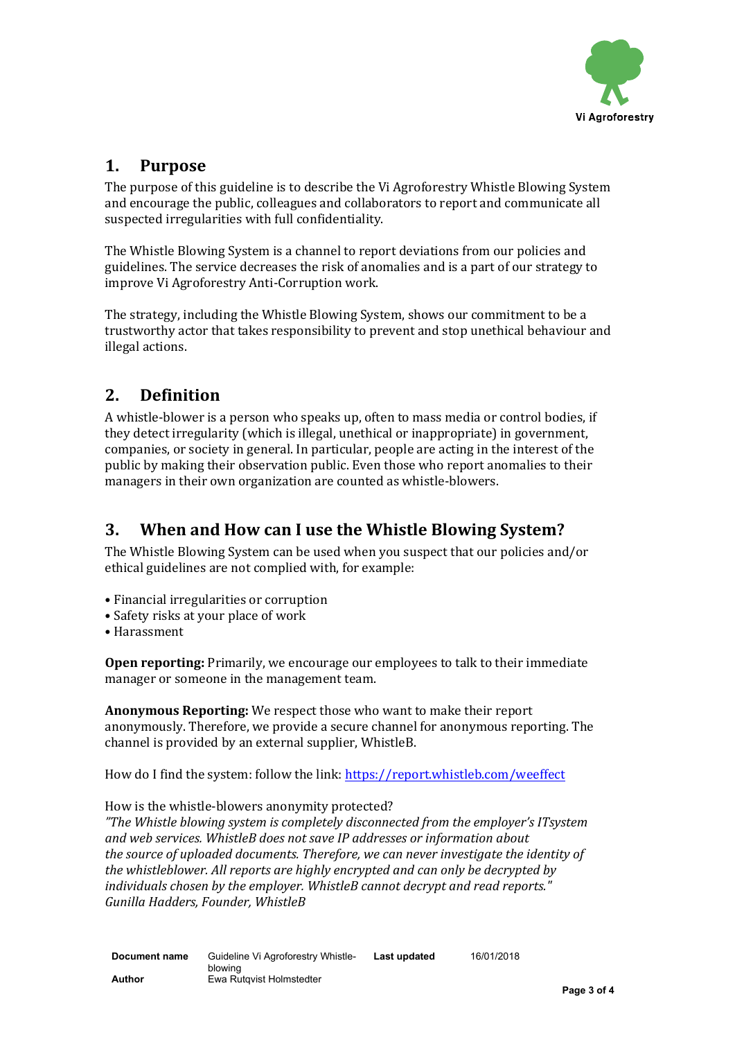## 1. Purpose

The purpose of this guideline is to describe the Vi Agroforestry Whistle Blowing System and encourage the public, colleagues and collaborators to report and communicate all suspected irregularities with full confidentiality.

The Whistle Blowing System is a channel to report deviations from our policies and guidelines. The service decreases the risk of anomalies and is a part of our strategy to improve Vi Agroforestry Anti-Corruption work.

The strategy, including the Whistle Blowing System, shows our commitment to be a trustworthy actor that takes responsibility to prevent and stop unethical behaviour and illegal actions.

## 2. Definition

A whistle-blower is a person who speaks up, often to mass media or control bodies, if they detect irregularity (which is illegal, unethical or inappropriate) in government, companies, or society in general. In particular, people are acting in the interest of the public by making their observation public. Even those who report anomalies to their managers in their own organization are counted as whistle-blowers.

## 3. When and How can I use the Whistle Blowing System?

The Whistle Blowing System can be used when you suspect that our policies and/or ethical guidelines are not complied with, for example:

- Financial irregularities or corruption
- Safety risks at your place of work
- Harassment

**Open reporting:** Primarily, we encourage our employees to talk to their immediate manager or someone in the management team.

**Anonymous Reporting:** We respect those who want to make their report anonymously. Therefore, we provide a secure channel for anonymous reporting. The channel is provided by an external supplier, WhistleB.

How do I find the system: follow the link: https://report.whistleb.com/weeffect

How is the whistle-blowers anonymity protected?
*"The Whistle blowing system is completely disconnected from the employer's ITsystem and web services. WhistleB does not save IP addresses or information about the source of uploaded documents. Therefore, we can never investigate the identity of the whistleblower. All reports are highly encrypted and can only be decrypted by individuals chosen by the employer. WhistleB cannot decrypt and read reports."*
*Gunilla Hadders, Founder, WhistleB*

| **Document name** | Guideline Vi Agroforestry Whistle-blowing | **Last updated** | 16/01/2018 |
| --- | --- | --- | --- |
| **Author** | Ewa Rutqvist Holmstedter | | |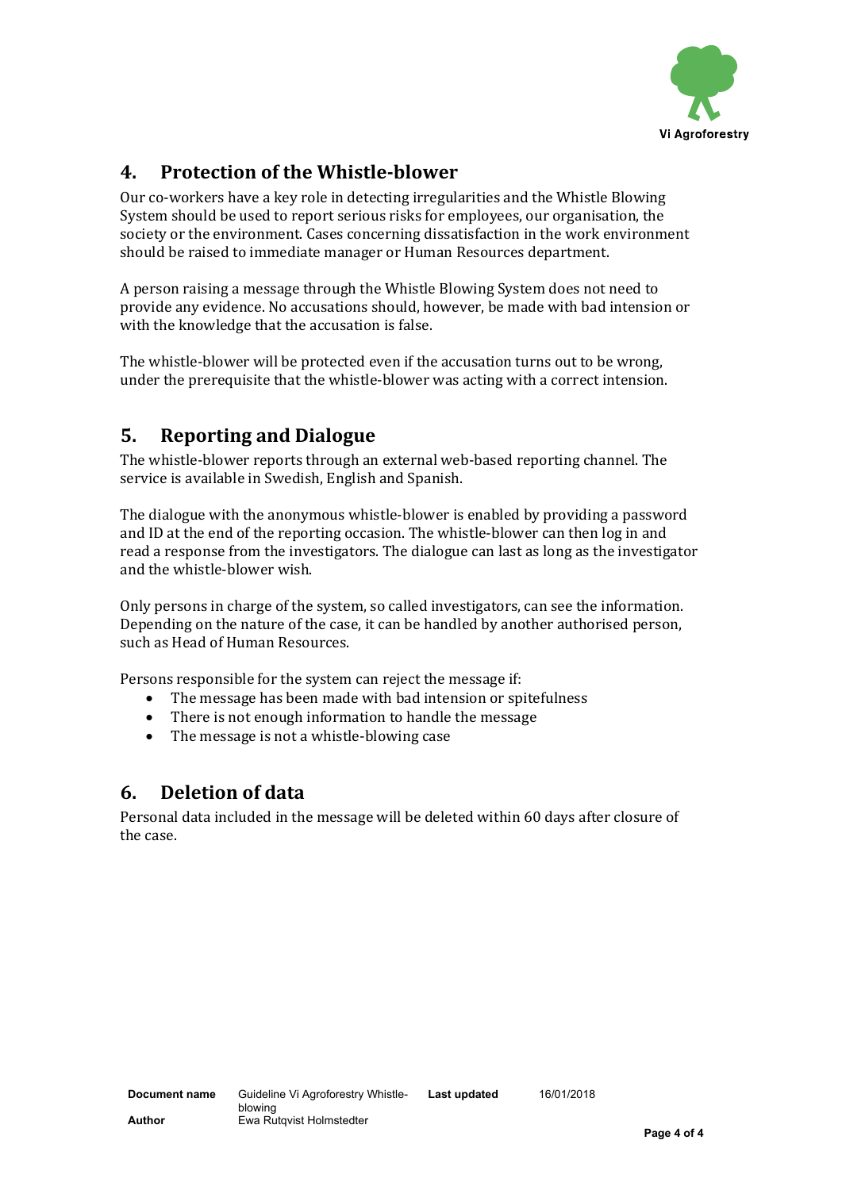## 4. Protection of the Whistle-blower

Our co-workers have a key role in detecting irregularities and the Whistle Blowing System should be used to report serious risks for employees, our organisation, the society or the environment. Cases concerning dissatisfaction in the work environment should be raised to immediate manager or Human Resources department.

A person raising a message through the Whistle Blowing System does not need to provide any evidence. No accusations should, however, be made with bad intension or with the knowledge that the accusation is false.

The whistle-blower will be protected even if the accusation turns out to be wrong, under the prerequisite that the whistle-blower was acting with a correct intension.

## 5. Reporting and Dialogue

The whistle-blower reports through an external web-based reporting channel. The service is available in Swedish, English and Spanish.

The dialogue with the anonymous whistle-blower is enabled by providing a password and ID at the end of the reporting occasion. The whistle-blower can then log in and read a response from the investigators. The dialogue can last as long as the investigator and the whistle-blower wish.

Only persons in charge of the system, so called investigators, can see the information. Depending on the nature of the case, it can be handled by another authorised person, such as Head of Human Resources.

Persons responsible for the system can reject the message if:

- The message has been made with bad intension or spitefulness
- There is not enough information to handle the message
- The message is not a whistle-blowing case

## 6. Deletion of data

Personal data included in the message will be deleted within 60 days after closure of the case.